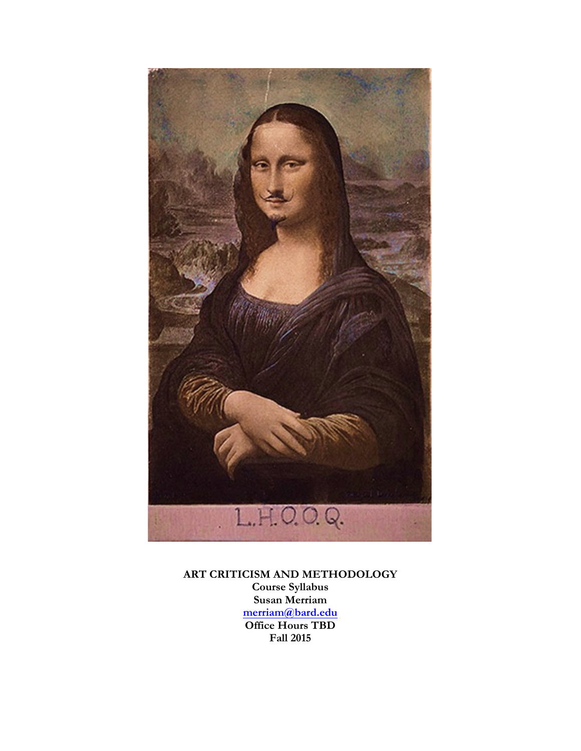# ART CRITICISM AND METHODOLOGY

**Course Syllabus**

**Susan Merriam**

**merriam@bard.edu**

**Office Hours TBD**

**Fall 2015**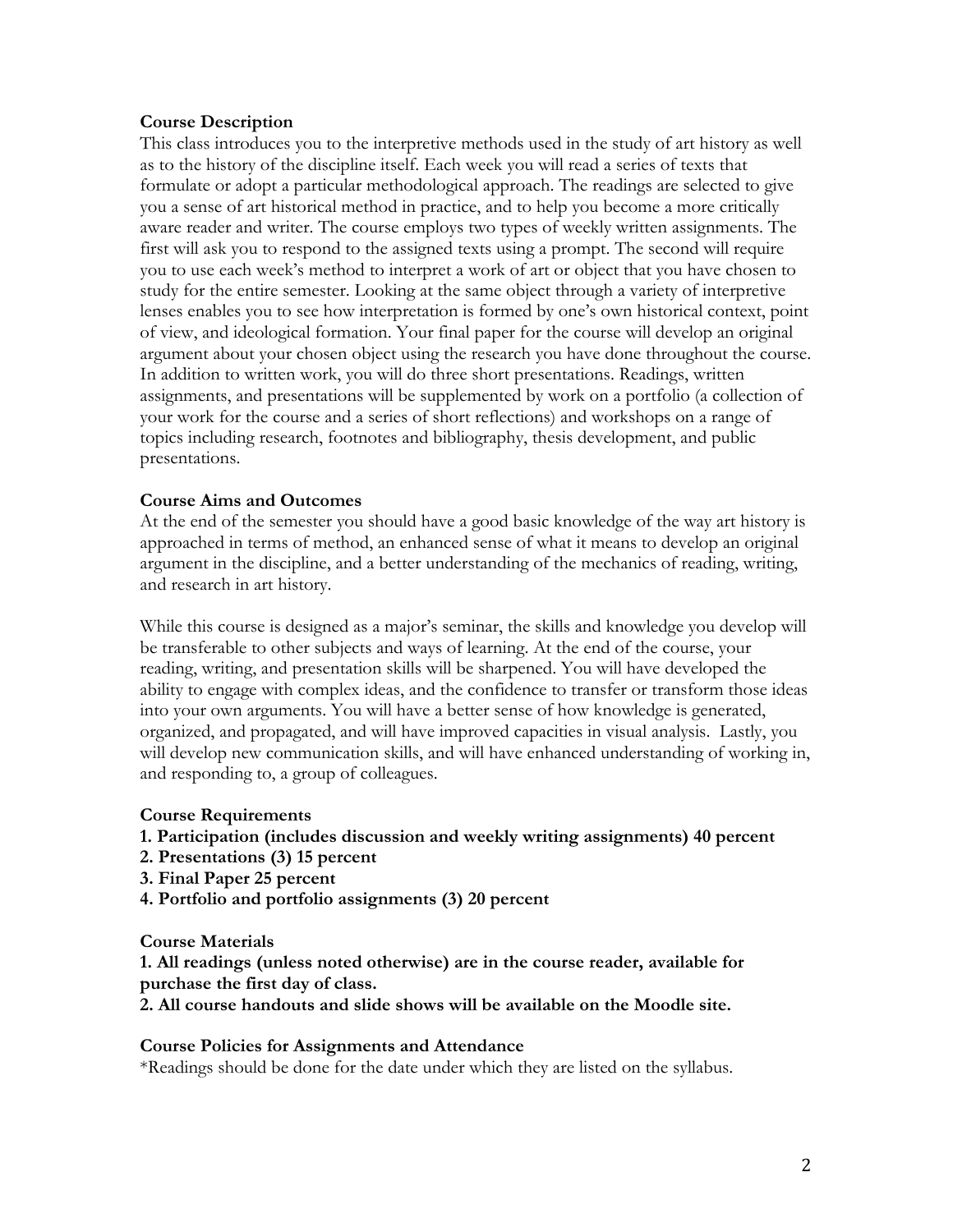**Course Description**

This class introduces you to the interpretive methods used in the study of art history as well as to the history of the discipline itself. Each week you will read a series of texts that formulate or adopt a particular methodological approach. The readings are selected to give you a sense of art historical method in practice, and to help you become a more critically aware reader and writer. The course employs two types of weekly written assignments. The first will ask you to respond to the assigned texts using a prompt. The second will require you to use each week's method to interpret a work of art or object that you have chosen to study for the entire semester. Looking at the same object through a variety of interpretive lenses enables you to see how interpretation is formed by one's own historical context, point of view, and ideological formation. Your final paper for the course will develop an original argument about your chosen object using the research you have done throughout the course. In addition to written work, you will do three short presentations. Readings, written assignments, and presentations will be supplemented by work on a portfolio (a collection of your work for the course and a series of short reflections) and workshops on a range of topics including research, footnotes and bibliography, thesis development, and public presentations.

**Course Aims and Outcomes**

At the end of the semester you should have a good basic knowledge of the way art history is approached in terms of method, an enhanced sense of what it means to develop an original argument in the discipline, and a better understanding of the mechanics of reading, writing, and research in art history.

While this course is designed as a major's seminar, the skills and knowledge you develop will be transferable to other subjects and ways of learning. At the end of the course, your reading, writing, and presentation skills will be sharpened. You will have developed the ability to engage with complex ideas, and the confidence to transfer or transform those ideas into your own arguments. You will have a better sense of how knowledge is generated, organized, and propagated, and will have improved capacities in visual analysis. Lastly, you will develop new communication skills, and will have enhanced understanding of working in, and responding to, a group of colleagues.

**Course Requirements**

**1. Participation (includes discussion and weekly writing assignments) 40 percent**
**2. Presentations (3) 15 percent**
**3. Final Paper 25 percent**
**4. Portfolio and portfolio assignments (3) 20 percent**

**Course Materials**

**1. All readings (unless noted otherwise) are in the course reader, available for purchase the first day of class.**
**2. All course handouts and slide shows will be available on the Moodle site.**

**Course Policies for Assignments and Attendance**

*Readings should be done for the date under which they are listed on the syllabus.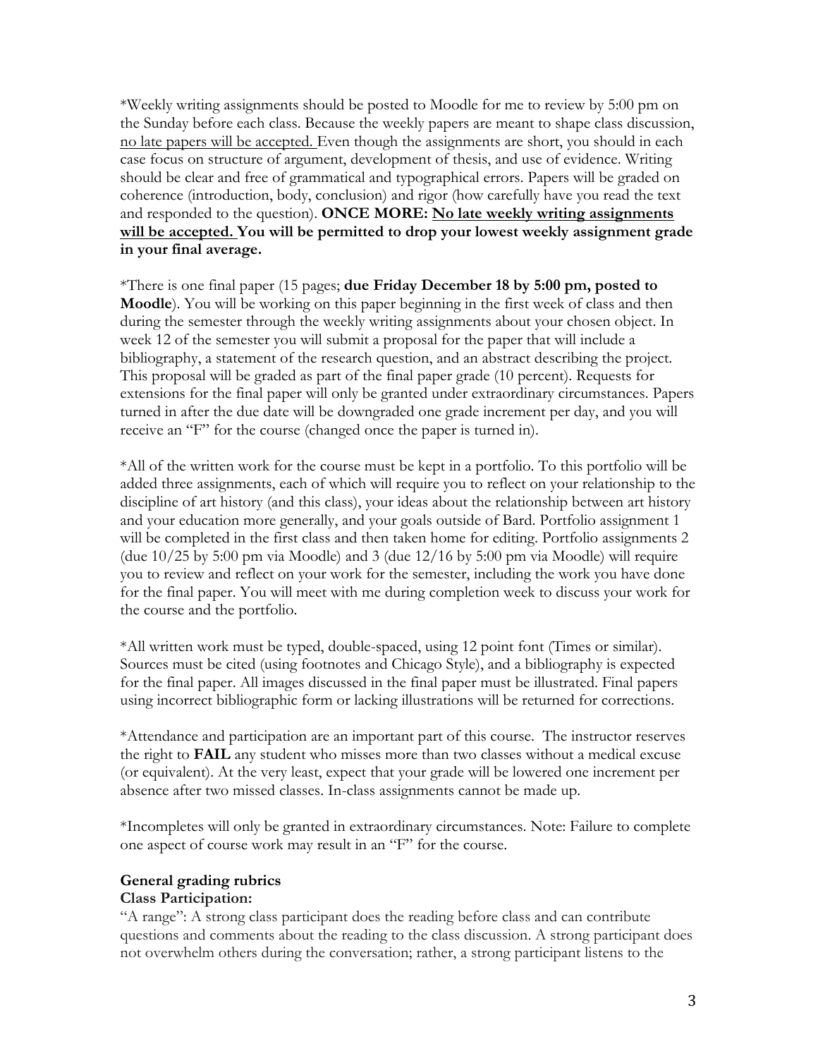*Weekly writing assignments should be posted to Moodle for me to review by 5:00 pm on the Sunday before each class. Because the weekly papers are meant to shape class discussion, <u>no late papers will be accepted.</u> Even though the assignments are short, you should in each case focus on structure of argument, development of thesis, and use of evidence. Writing should be clear and free of grammatical and typographical errors. Papers will be graded on coherence (introduction, body, conclusion) and rigor (how carefully have you read the text and responded to the question). **ONCE MORE: <u>No late weekly writing assignments will be accepted.</u> You will be permitted to drop your lowest weekly assignment grade in your final average.**

*There is one final paper (15 pages; **due Friday December 18 by 5:00 pm, posted to Moodle**). You will be working on this paper beginning in the first week of class and then during the semester through the weekly writing assignments about your chosen object. In week 12 of the semester you will submit a proposal for the paper that will include a bibliography, a statement of the research question, and an abstract describing the project. This proposal will be graded as part of the final paper grade (10 percent). Requests for extensions for the final paper will only be granted under extraordinary circumstances. Papers turned in after the due date will be downgraded one grade increment per day, and you will receive an "F" for the course (changed once the paper is turned in).

*All of the written work for the course must be kept in a portfolio. To this portfolio will be added three assignments, each of which will require you to reflect on your relationship to the discipline of art history (and this class), your ideas about the relationship between art history and your education more generally, and your goals outside of Bard. Portfolio assignment 1 will be completed in the first class and then taken home for editing. Portfolio assignments 2 (due 10/25 by 5:00 pm via Moodle) and 3 (due 12/16 by 5:00 pm via Moodle) will require you to review and reflect on your work for the semester, including the work you have done for the final paper. You will meet with me during completion week to discuss your work for the course and the portfolio.

*All written work must be typed, double-spaced, using 12 point font (Times or similar). Sources must be cited (using footnotes and Chicago Style), and a bibliography is expected for the final paper. All images discussed in the final paper must be illustrated. Final papers using incorrect bibliographic form or lacking illustrations will be returned for corrections.

*Attendance and participation are an important part of this course. The instructor reserves the right to **FAIL** any student who misses more than two classes without a medical excuse (or equivalent). At the very least, expect that your grade will be lowered one increment per absence after two missed classes. In-class assignments cannot be made up.

*Incompletes will only be granted in extraordinary circumstances. Note: Failure to complete one aspect of course work may result in an "F" for the course.

**General grading rubrics**

**Class Participation:**

"A range": A strong class participant does the reading before class and can contribute questions and comments about the reading to the class discussion. A strong participant does not overwhelm others during the conversation; rather, a strong participant listens to the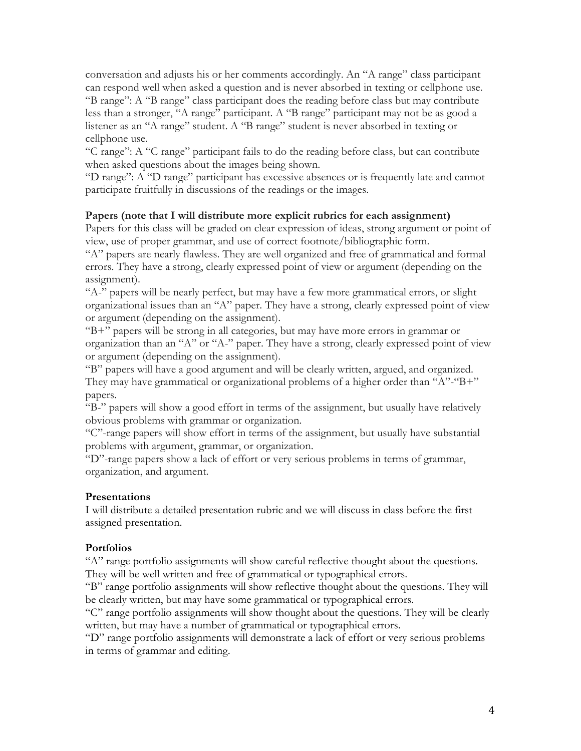conversation and adjusts his or her comments accordingly. An "A range" class participant can respond well when asked a question and is never absorbed in texting or cellphone use.
"B range": A "B range" class participant does the reading before class but may contribute less than a stronger, "A range" participant. A "B range" participant may not be as good a listener as an "A range" student. A "B range" student is never absorbed in texting or cellphone use.
"C range": A "C range" participant fails to do the reading before class, but can contribute when asked questions about the images being shown.
"D range": A "D range" participant has excessive absences or is frequently late and cannot participate fruitfully in discussions of the readings or the images.

**Papers (note that I will distribute more explicit rubrics for each assignment)**
Papers for this class will be graded on clear expression of ideas, strong argument or point of view, use of proper grammar, and use of correct footnote/bibliographic form.
"A" papers are nearly flawless. They are well organized and free of grammatical and formal errors. They have a strong, clearly expressed point of view or argument (depending on the assignment).
"A-" papers will be nearly perfect, but may have a few more grammatical errors, or slight organizational issues than an "A" paper. They have a strong, clearly expressed point of view or argument (depending on the assignment).
"B+" papers will be strong in all categories, but may have more errors in grammar or organization than an "A" or "A-" paper. They have a strong, clearly expressed point of view or argument (depending on the assignment).
"B" papers will have a good argument and will be clearly written, argued, and organized. They may have grammatical or organizational problems of a higher order than "A"-"B+" papers.
"B-" papers will show a good effort in terms of the assignment, but usually have relatively obvious problems with grammar or organization.
"C"-range papers will show effort in terms of the assignment, but usually have substantial problems with argument, grammar, or organization.
"D"-range papers show a lack of effort or very serious problems in terms of grammar, organization, and argument.

**Presentations**
I will distribute a detailed presentation rubric and we will discuss in class before the first assigned presentation.

**Portfolios**
"A" range portfolio assignments will show careful reflective thought about the questions. They will be well written and free of grammatical or typographical errors.
"B" range portfolio assignments will show reflective thought about the questions. They will be clearly written, but may have some grammatical or typographical errors.
"C" range portfolio assignments will show thought about the questions. They will be clearly written, but may have a number of grammatical or typographical errors.
"D" range portfolio assignments will demonstrate a lack of effort or very serious problems in terms of grammar and editing.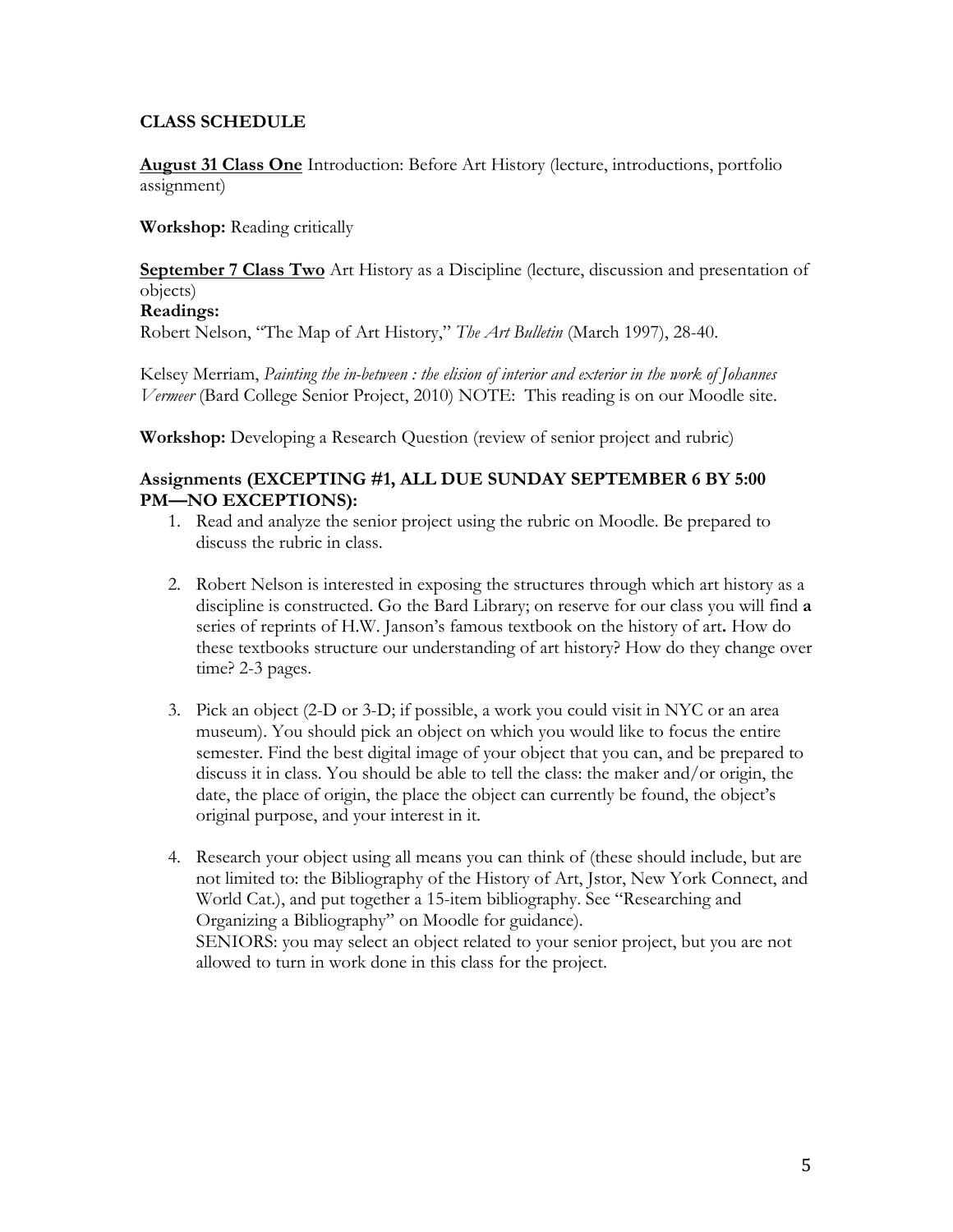**CLASS SCHEDULE**

**August 31 Class One** Introduction: Before Art History (lecture, introductions, portfolio assignment)

**Workshop:** Reading critically

**September 7 Class Two** Art History as a Discipline (lecture, discussion and presentation of objects)

**Readings:**

Robert Nelson, "The Map of Art History," *The Art Bulletin* (March 1997), 28-40.

Kelsey Merriam, *Painting the in-between : the elision of interior and exterior in the work of Johannes Vermeer* (Bard College Senior Project, 2010) NOTE: This reading is on our Moodle site.

**Workshop:** Developing a Research Question (review of senior project and rubric)

**Assignments (EXCEPTING #1, ALL DUE SUNDAY SEPTEMBER 6 BY 5:00 PM—NO EXCEPTIONS):**

1. Read and analyze the senior project using the rubric on Moodle. Be prepared to discuss the rubric in class.

2. Robert Nelson is interested in exposing the structures through which art history as a discipline is constructed. Go the Bard Library; on reserve for our class you will find **a** series of reprints of H.W. Janson's famous textbook on the history of art**.** How do these textbooks structure our understanding of art history? How do they change over time? 2-3 pages.

3. Pick an object (2-D or 3-D; if possible, a work you could visit in NYC or an area museum). You should pick an object on which you would like to focus the entire semester. Find the best digital image of your object that you can, and be prepared to discuss it in class. You should be able to tell the class: the maker and/or origin, the date, the place of origin, the place the object can currently be found, the object's original purpose, and your interest in it.

4. Research your object using all means you can think of (these should include, but are not limited to: the Bibliography of the History of Art, Jstor, New York Connect, and World Cat.), and put together a 15-item bibliography. See "Researching and Organizing a Bibliography" on Moodle for guidance).
   SENIORS: you may select an object related to your senior project, but you are not allowed to turn in work done in this class for the project.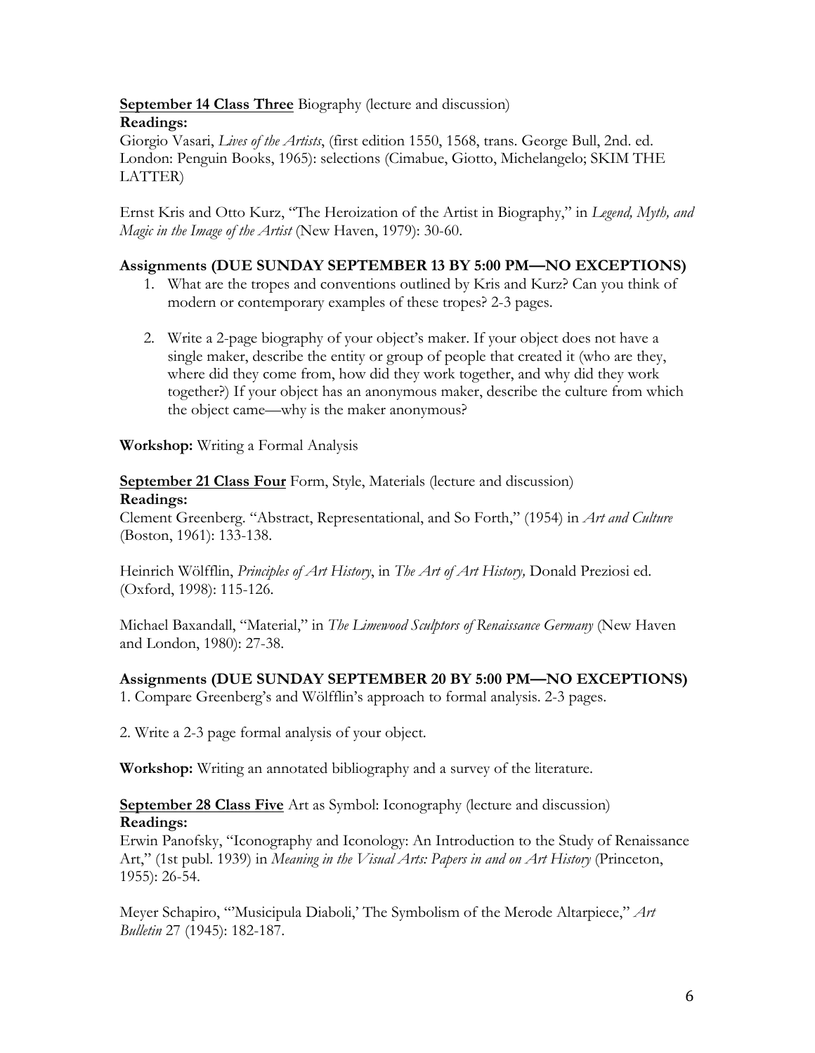**September 14 Class Three** Biography (lecture and discussion)
**Readings:**
Giorgio Vasari, *Lives of the Artists*, (first edition 1550, 1568, trans. George Bull, 2nd. ed. London: Penguin Books, 1965): selections (Cimabue, Giotto, Michelangelo; SKIM THE LATTER)

Ernst Kris and Otto Kurz, "The Heroization of the Artist in Biography," in *Legend, Myth, and Magic in the Image of the Artist* (New Haven, 1979): 30-60.

**Assignments (DUE SUNDAY SEPTEMBER 13 BY 5:00 PM—NO EXCEPTIONS)**

1. What are the tropes and conventions outlined by Kris and Kurz? Can you think of modern or contemporary examples of these tropes? 2-3 pages.

2. Write a 2-page biography of your object's maker. If your object does not have a single maker, describe the entity or group of people that created it (who are they, where did they come from, how did they work together, and why did they work together?) If your object has an anonymous maker, describe the culture from which the object came—why is the maker anonymous?

**Workshop:** Writing a Formal Analysis

**September 21 Class Four** Form, Style, Materials (lecture and discussion)
**Readings:**
Clement Greenberg. "Abstract, Representational, and So Forth," (1954) in *Art and Culture* (Boston, 1961): 133-138.

Heinrich Wölfflin, *Principles of Art History*, in *The Art of Art History,* Donald Preziosi ed. (Oxford, 1998): 115-126.

Michael Baxandall, "Material," in *The Limewood Sculptors of Renaissance Germany* (New Haven and London, 1980): 27-38.

**Assignments (DUE SUNDAY SEPTEMBER 20 BY 5:00 PM—NO EXCEPTIONS)**
1. Compare Greenberg's and Wölfflin's approach to formal analysis. 2-3 pages.

2. Write a 2-3 page formal analysis of your object.

**Workshop:** Writing an annotated bibliography and a survey of the literature.

**September 28 Class Five** Art as Symbol: Iconography (lecture and discussion)
**Readings:**
Erwin Panofsky, "Iconography and Iconology: An Introduction to the Study of Renaissance Art," (1st publ. 1939) in *Meaning in the Visual Arts: Papers in and on Art History* (Princeton, 1955): 26-54.

Meyer Schapiro, "'Musicipula Diaboli,' The Symbolism of the Merode Altarpiece," *Art Bulletin* 27 (1945): 182-187.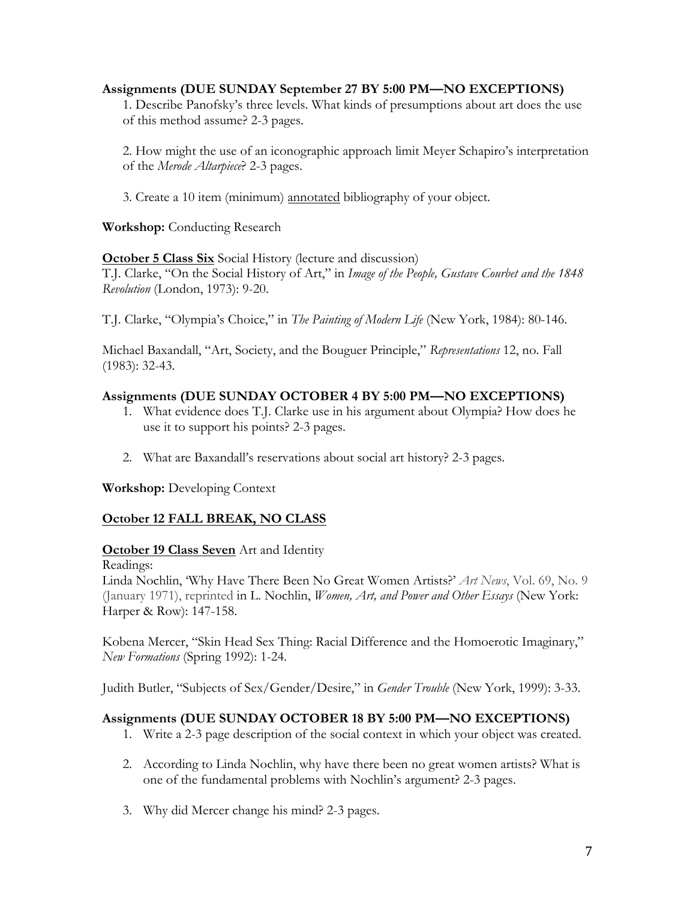**Assignments (DUE SUNDAY September 27 BY 5:00 PM—NO EXCEPTIONS)**

1. Describe Panofsky's three levels. What kinds of presumptions about art does the use of this method assume? 2-3 pages.

2. How might the use of an iconographic approach limit Meyer Schapiro's interpretation of the *Merode Altarpiece*? 2-3 pages.

3. Create a 10 item (minimum) <u>annotated</u> bibliography of your object.

**Workshop:** Conducting Research

**<u>October 5 Class Six</u>** Social History (lecture and discussion)

T.J. Clarke, "On the Social History of Art," in *Image of the People, Gustave Courbet and the 1848 Revolution* (London, 1973): 9-20.

T.J. Clarke, "Olympia's Choice," in *The Painting of Modern Life* (New York, 1984): 80-146.

Michael Baxandall, "Art, Society, and the Bouguer Principle," *Representations* 12, no. Fall (1983): 32-43.

**Assignments (DUE SUNDAY OCTOBER 4 BY 5:00 PM—NO EXCEPTIONS)**

1. What evidence does T.J. Clarke use in his argument about Olympia? How does he use it to support his points? 2-3 pages.
2. What are Baxandall's reservations about social art history? 2-3 pages.

**Workshop:** Developing Context

**<u>October 12 FALL BREAK, NO CLASS</u>**

**<u>October 19 Class Seven</u>** Art and Identity

Readings:

Linda Nochlin, 'Why Have There Been No Great Women Artists?' *Art News*, Vol. 69, No. 9 (January 1971), reprinted in L. Nochlin, *Women, Art, and Power and Other Essays* (New York: Harper & Row): 147-158.

Kobena Mercer, "Skin Head Sex Thing: Racial Difference and the Homoerotic Imaginary," *New Formations* (Spring 1992): 1-24.

Judith Butler, "Subjects of Sex/Gender/Desire," in *Gender Trouble* (New York, 1999): 3-33.

**Assignments (DUE SUNDAY OCTOBER 18 BY 5:00 PM—NO EXCEPTIONS)**

1. Write a 2-3 page description of the social context in which your object was created.
2. According to Linda Nochlin, why have there been no great women artists? What is one of the fundamental problems with Nochlin's argument? 2-3 pages.
3. Why did Mercer change his mind? 2-3 pages.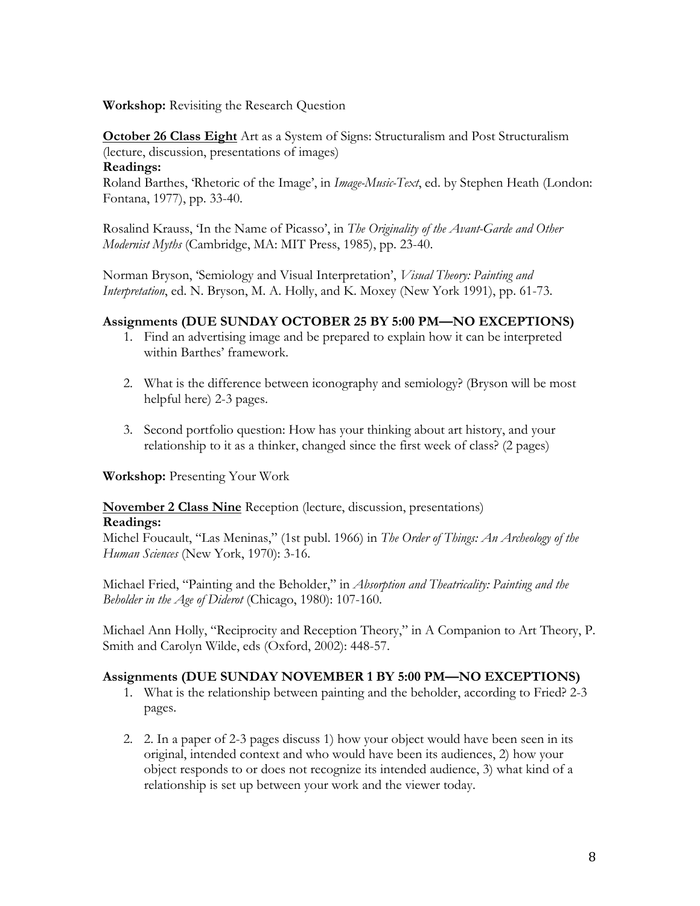**Workshop:** Revisiting the Research Question

**October 26 Class Eight** Art as a System of Signs: Structuralism and Post Structuralism (lecture, discussion, presentations of images)

**Readings:**

Roland Barthes, 'Rhetoric of the Image', in *Image-Music-Text*, ed. by Stephen Heath (London: Fontana, 1977), pp. 33-40.

Rosalind Krauss, 'In the Name of Picasso', in *The Originality of the Avant-Garde and Other Modernist Myths* (Cambridge, MA: MIT Press, 1985), pp. 23-40.

Norman Bryson, 'Semiology and Visual Interpretation', *Visual Theory: Painting and Interpretation*, ed. N. Bryson, M. A. Holly, and K. Moxey (New York 1991), pp. 61-73.

**Assignments (DUE SUNDAY OCTOBER 25 BY 5:00 PM—NO EXCEPTIONS)**

1. Find an advertising image and be prepared to explain how it can be interpreted within Barthes' framework.

2. What is the difference between iconography and semiology? (Bryson will be most helpful here) 2-3 pages.

3. Second portfolio question: How has your thinking about art history, and your relationship to it as a thinker, changed since the first week of class? (2 pages)

**Workshop:** Presenting Your Work

**November 2 Class Nine** Reception (lecture, discussion, presentations)

**Readings:**

Michel Foucault, "Las Meninas," (1st publ. 1966) in *The Order of Things: An Archeology of the Human Sciences* (New York, 1970): 3-16.

Michael Fried, "Painting and the Beholder," in *Absorption and Theatricality: Painting and the Beholder in the Age of Diderot* (Chicago, 1980): 107-160.

Michael Ann Holly, "Reciprocity and Reception Theory," in A Companion to Art Theory, P. Smith and Carolyn Wilde, eds (Oxford, 2002): 448-57.

**Assignments (DUE SUNDAY NOVEMBER 1 BY 5:00 PM—NO EXCEPTIONS)**

1. What is the relationship between painting and the beholder, according to Fried? 2-3 pages.

2. 2. In a paper of 2-3 pages discuss 1) how your object would have been seen in its original, intended context and who would have been its audiences, 2) how your object responds to or does not recognize its intended audience, 3) what kind of a relationship is set up between your work and the viewer today.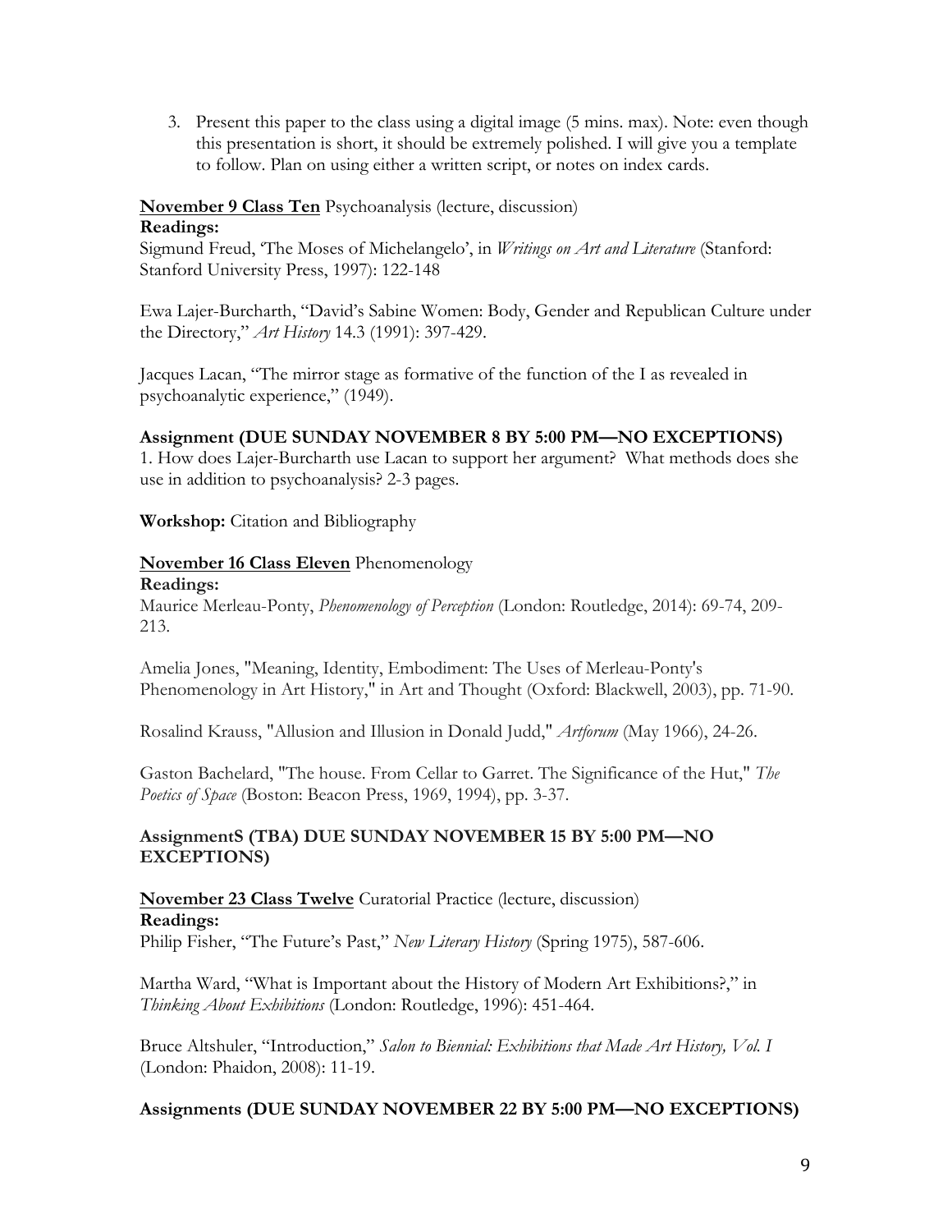3. Present this paper to the class using a digital image (5 mins. max). Note: even though this presentation is short, it should be extremely polished. I will give you a template to follow. Plan on using either a written script, or notes on index cards.

**<u>November 9 Class Ten</u>** Psychoanalysis (lecture, discussion)
**Readings:**
Sigmund Freud, 'The Moses of Michelangelo', in *Writings on Art and Literature* (Stanford: Stanford University Press, 1997): 122-148

Ewa Lajer-Burcharth, "David's Sabine Women: Body, Gender and Republican Culture under the Directory," *Art History* 14.3 (1991): 397-429.

Jacques Lacan, "The mirror stage as formative of the function of the I as revealed in psychoanalytic experience," (1949).

**Assignment (DUE SUNDAY NOVEMBER 8 BY 5:00 PM—NO EXCEPTIONS)**
1. How does Lajer-Burcharth use Lacan to support her argument? What methods does she use in addition to psychoanalysis? 2-3 pages.

**Workshop:** Citation and Bibliography

**<u>November 16 Class Eleven</u>** Phenomenology
**Readings:**
Maurice Merleau-Ponty, *Phenomenology of Perception* (London: Routledge, 2014): 69-74, 209-213.

Amelia Jones, "Meaning, Identity, Embodiment: The Uses of Merleau-Ponty's Phenomenology in Art History," in Art and Thought (Oxford: Blackwell, 2003), pp. 71-90.

Rosalind Krauss, "Allusion and Illusion in Donald Judd," *Artforum* (May 1966), 24-26.

Gaston Bachelard, "The house. From Cellar to Garret. The Significance of the Hut," *The Poetics of Space* (Boston: Beacon Press, 1969, 1994), pp. 3-37.

**AssignmentS (TBA) DUE SUNDAY NOVEMBER 15 BY 5:00 PM—NO EXCEPTIONS)**

**<u>November 23 Class Twelve</u>** Curatorial Practice (lecture, discussion)
**Readings:**
Philip Fisher, "The Future's Past," *New Literary History* (Spring 1975), 587-606.

Martha Ward, "What is Important about the History of Modern Art Exhibitions?," in *Thinking About Exhibitions* (London: Routledge, 1996): 451-464.

Bruce Altshuler, "Introduction," *Salon to Biennial: Exhibitions that Made Art History, Vol. I* (London: Phaidon, 2008): 11-19.

**Assignments (DUE SUNDAY NOVEMBER 22 BY 5:00 PM—NO EXCEPTIONS)**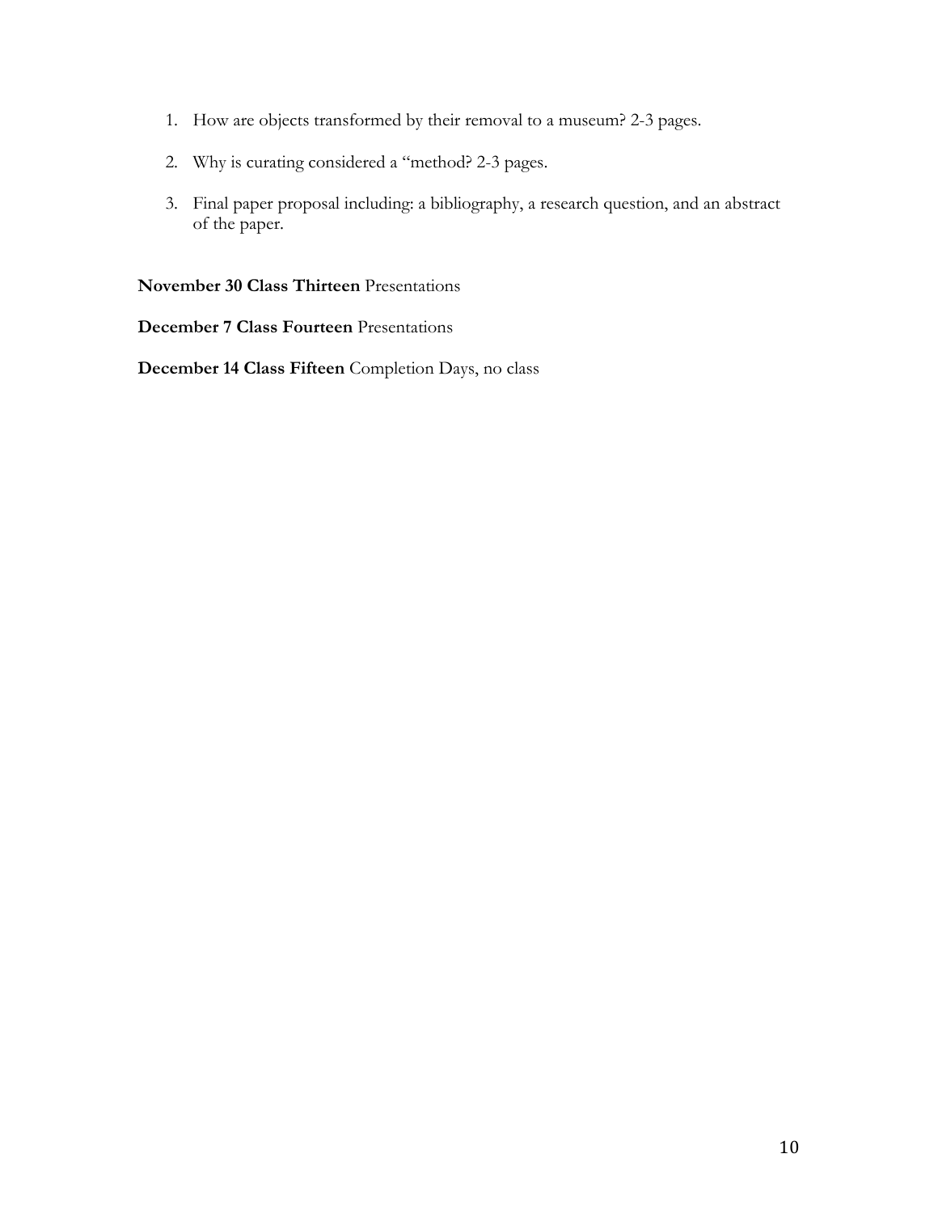1. How are objects transformed by their removal to a museum? 2-3 pages.

2. Why is curating considered a "method? 2-3 pages.

3. Final paper proposal including: a bibliography, a research question, and an abstract of the paper.

**November 30 Class Thirteen** Presentations

**December 7 Class Fourteen** Presentations

**December 14 Class Fifteen** Completion Days, no class